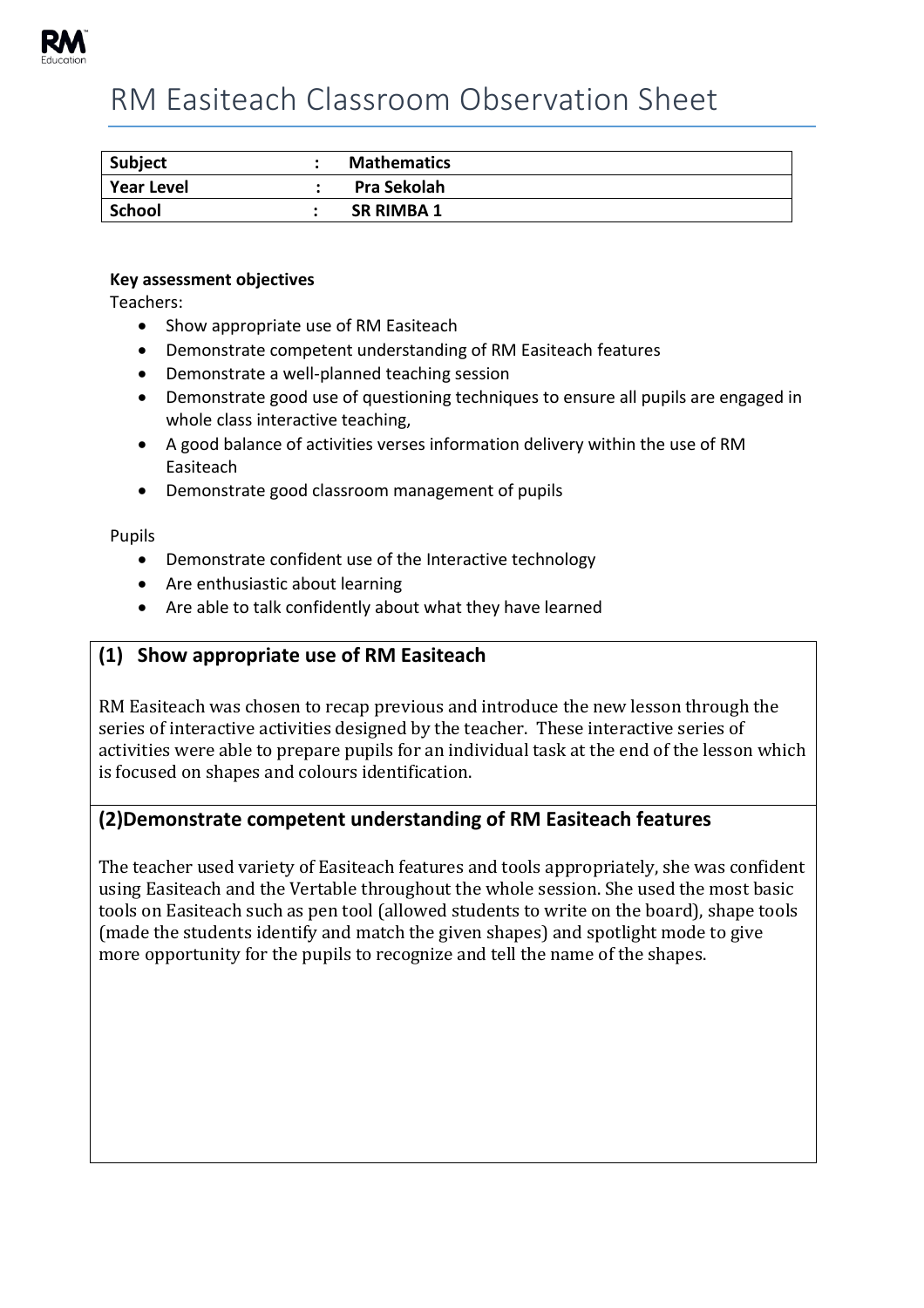# RM Easiteach Classroom Observation Sheet

| Subject | : | Mathematics |
|---|---|---|
| Year Level | : | Pra Sekolah |
| School | : | SR RIMBA 1 |

**Key assessment objectives**

Teachers:

- Show appropriate use of RM Easiteach
- Demonstrate competent understanding of RM Easiteach features
- Demonstrate a well-planned teaching session
- Demonstrate good use of questioning techniques to ensure all pupils are engaged in whole class interactive teaching,
- A good balance of activities verses information delivery within the use of RM Easiteach
- Demonstrate good classroom management of pupils

Pupils

- Demonstrate confident use of the Interactive technology
- Are enthusiastic about learning
- Are able to talk confidently about what they have learned

## (1) Show appropriate use of RM Easiteach

RM Easiteach was chosen to recap previous and introduce the new lesson through the series of interactive activities designed by the teacher. These interactive series of activities were able to prepare pupils for an individual task at the end of the lesson which is focused on shapes and colours identification.

## (2)Demonstrate competent understanding of RM Easiteach features

The teacher used variety of Easiteach features and tools appropriately, she was confident using Easiteach and the Vertable throughout the whole session. She used the most basic tools on Easiteach such as pen tool (allowed students to write on the board), shape tools (made the students identify and match the given shapes) and spotlight mode to give more opportunity for the pupils to recognize and tell the name of the shapes.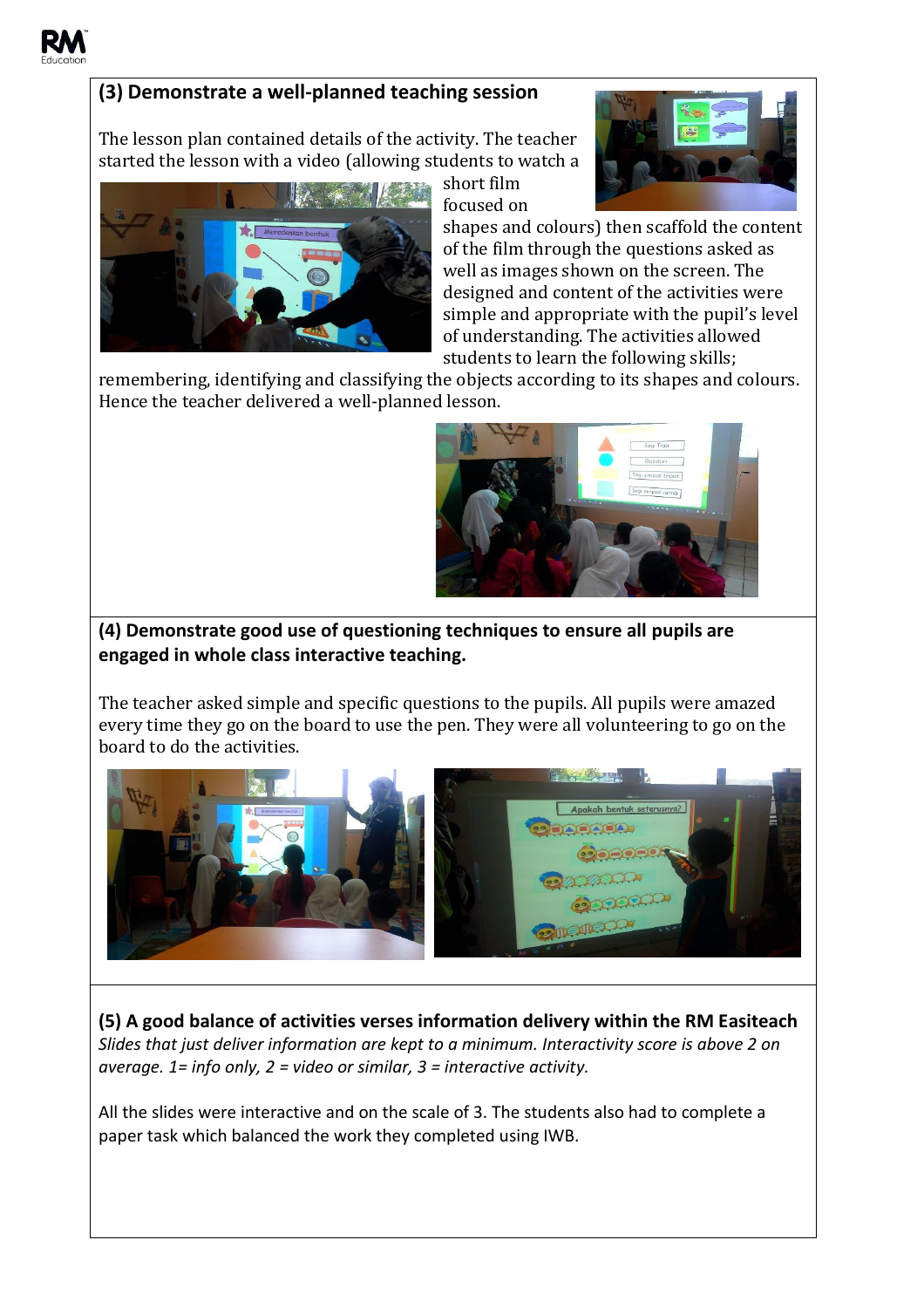### (3) Demonstrate a well-planned teaching session

The lesson plan contained details of the activity. The teacher started the lesson with a video (allowing students to watch a short film focused on shapes and colours) then scaffold the content of the film through the questions asked as well as images shown on the screen. The designed and content of the activities were simple and appropriate with the pupil's level of understanding. The activities allowed students to learn the following skills; remembering, identifying and classifying the objects according to its shapes and colours. Hence the teacher delivered a well-planned lesson.

### (4) Demonstrate good use of questioning techniques to ensure all pupils are engaged in whole class interactive teaching.

The teacher asked simple and specific questions to the pupils. All pupils were amazed every time they go on the board to use the pen. They were all volunteering to go on the board to do the activities.

### (5) A good balance of activities verses information delivery within the RM Easiteach

*Slides that just deliver information are kept to a minimum. Interactivity score is above 2 on average. 1= info only, 2 = video or similar, 3 = interactive activity.*

All the slides were interactive and on the scale of 3. The students also had to complete a paper task which balanced the work they completed using IWB.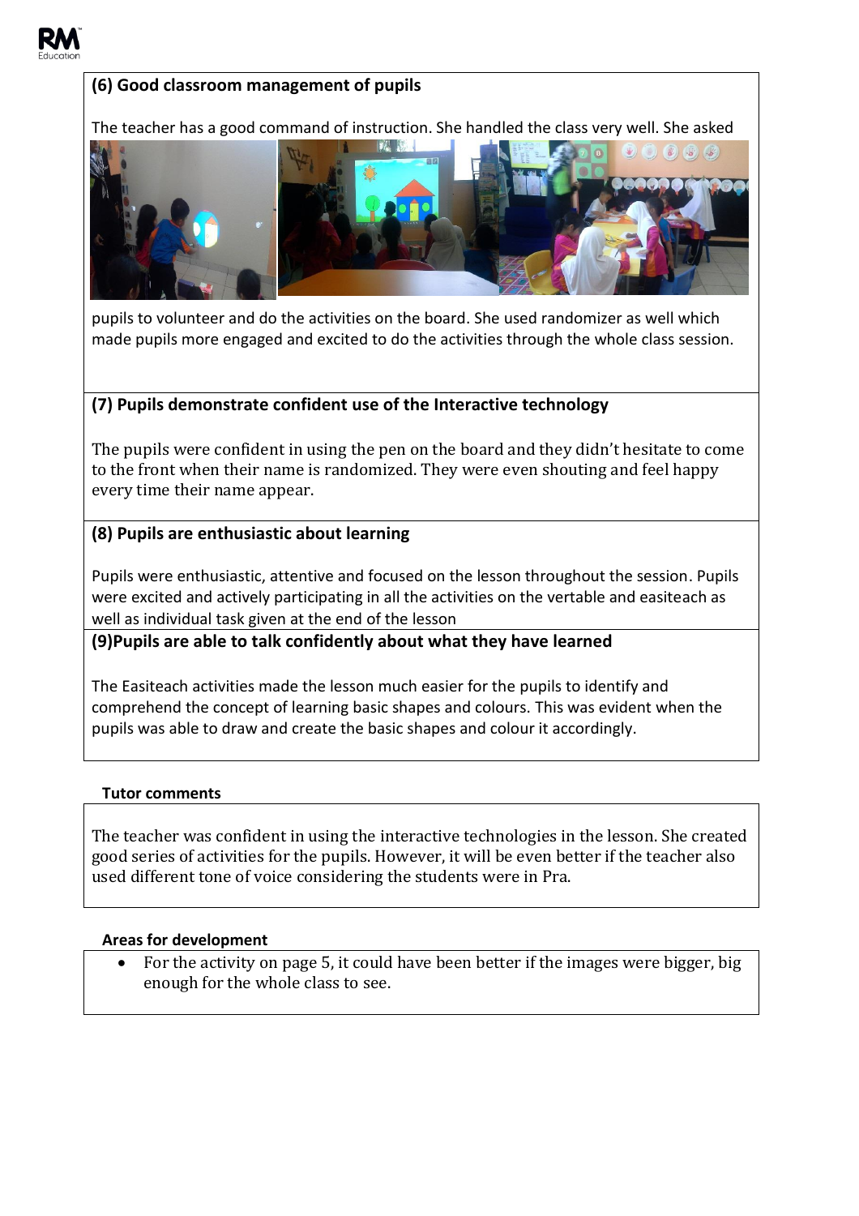### (6) Good classroom management of pupils

The teacher has a good command of instruction. She handled the class very well. She asked pupils to volunteer and do the activities on the board. She used randomizer as well which made pupils more engaged and excited to do the activities through the whole class session.

### (7) Pupils demonstrate confident use of the Interactive technology

The pupils were confident in using the pen on the board and they didn't hesitate to come to the front when their name is randomized. They were even shouting and feel happy every time their name appear.

### (8) Pupils are enthusiastic about learning

Pupils were enthusiastic, attentive and focused on the lesson throughout the session. Pupils were excited and actively participating in all the activities on the vertable and easiteach as well as individual task given at the end of the lesson

### (9)Pupils are able to talk confidently about what they have learned

The Easiteach activities made the lesson much easier for the pupils to identify and comprehend the concept of learning basic shapes and colours. This was evident when the pupils was able to draw and create the basic shapes and colour it accordingly.

**Tutor comments**

The teacher was confident in using the interactive technologies in the lesson. She created good series of activities for the pupils. However, it will be even better if the teacher also used different tone of voice considering the students were in Pra.

**Areas for development**

- For the activity on page 5, it could have been better if the images were bigger, big enough for the whole class to see.